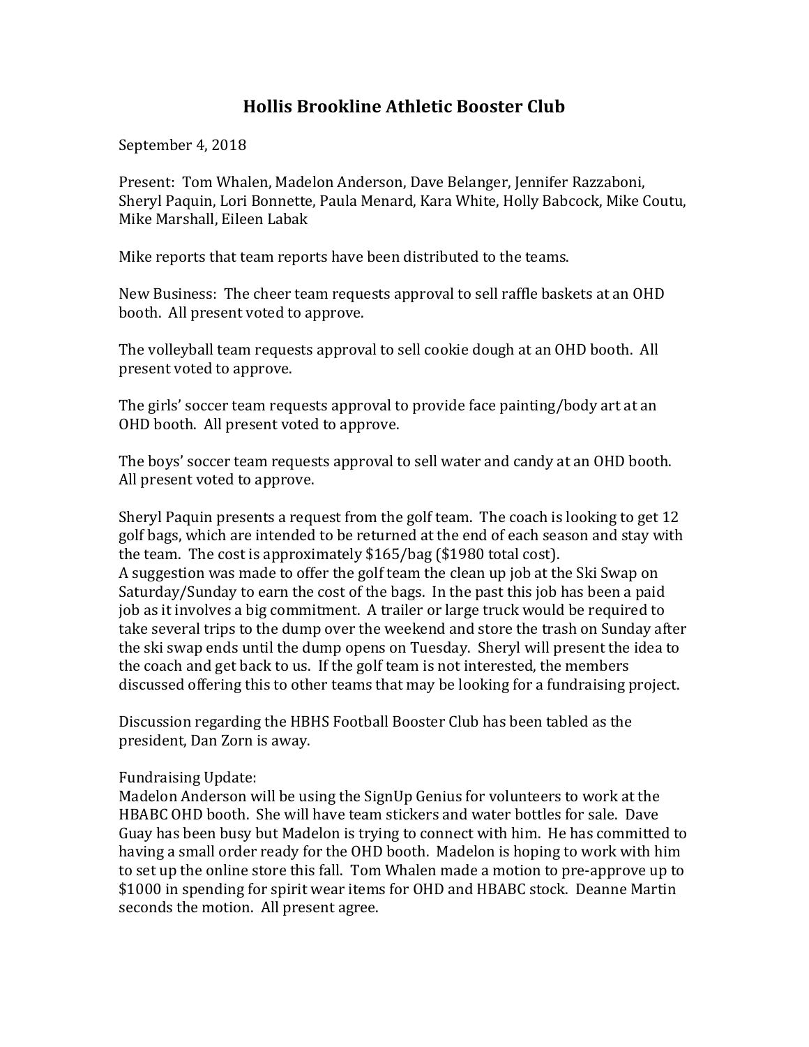# Hollis Brookline Athletic Booster Club

September 4, 2018

Present: Tom Whalen, Madelon Anderson, Dave Belanger, Jennifer Razzaboni, Sheryl Paquin, Lori Bonnette, Paula Menard, Kara White, Holly Babcock, Mike Coutu, Mike Marshall, Eileen Labak

Mike reports that team reports have been distributed to the teams.

New Business: The cheer team requests approval to sell raffle baskets at an OHD booth. All present voted to approve.

The volleyball team requests approval to sell cookie dough at an OHD booth. All present voted to approve.

The girls' soccer team requests approval to provide face painting/body art at an OHD booth. All present voted to approve.

The boys' soccer team requests approval to sell water and candy at an OHD booth. All present voted to approve.

Sheryl Paquin presents a request from the golf team. The coach is looking to get 12 golf bags, which are intended to be returned at the end of each season and stay with the team. The cost is approximately $165/bag ($1980 total cost).
A suggestion was made to offer the golf team the clean up job at the Ski Swap on Saturday/Sunday to earn the cost of the bags. In the past this job has been a paid job as it involves a big commitment. A trailer or large truck would be required to take several trips to the dump over the weekend and store the trash on Sunday after the ski swap ends until the dump opens on Tuesday. Sheryl will present the idea to the coach and get back to us. If the golf team is not interested, the members discussed offering this to other teams that may be looking for a fundraising project.

Discussion regarding the HBHS Football Booster Club has been tabled as the president, Dan Zorn is away.

Fundraising Update:
Madelon Anderson will be using the SignUp Genius for volunteers to work at the HBABC OHD booth. She will have team stickers and water bottles for sale. Dave Guay has been busy but Madelon is trying to connect with him. He has committed to having a small order ready for the OHD booth. Madelon is hoping to work with him to set up the online store this fall. Tom Whalen made a motion to pre-approve up to $1000 in spending for spirit wear items for OHD and HBABC stock. Deanne Martin seconds the motion. All present agree.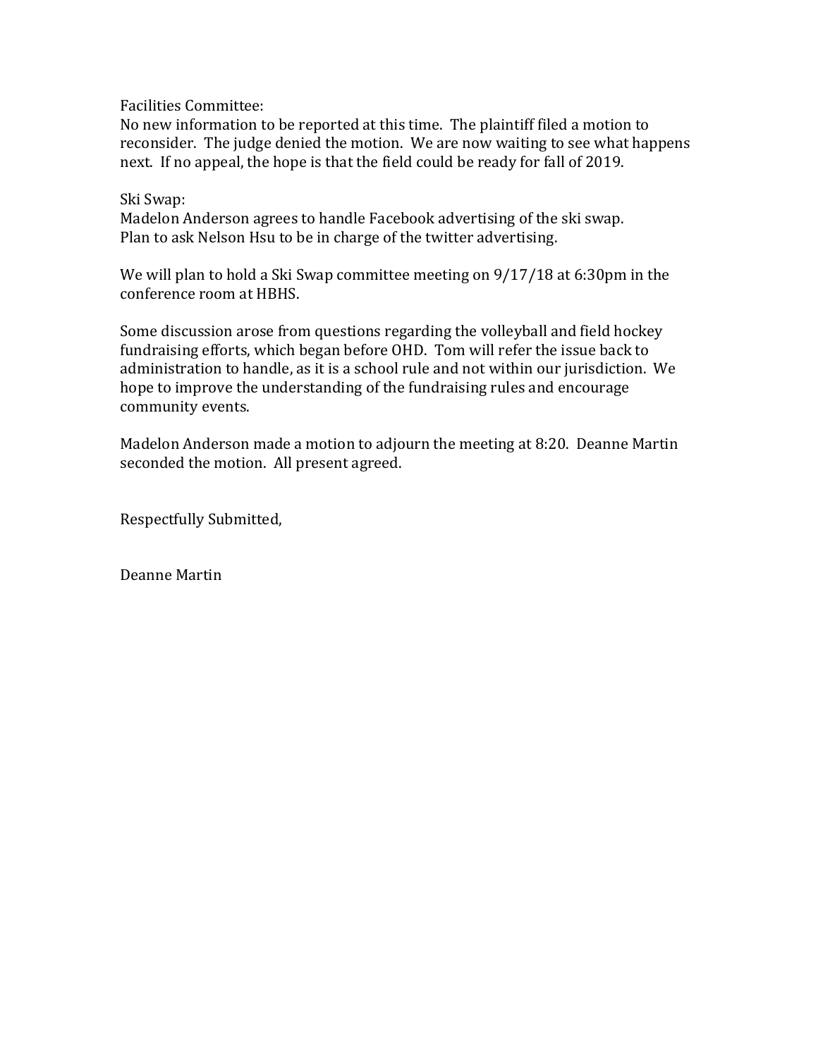Facilities Committee:
No new information to be reported at this time. The plaintiff filed a motion to reconsider. The judge denied the motion. We are now waiting to see what happens next. If no appeal, the hope is that the field could be ready for fall of 2019.

Ski Swap:
Madelon Anderson agrees to handle Facebook advertising of the ski swap.
Plan to ask Nelson Hsu to be in charge of the twitter advertising.

We will plan to hold a Ski Swap committee meeting on 9/17/18 at 6:30pm in the conference room at HBHS.

Some discussion arose from questions regarding the volleyball and field hockey fundraising efforts, which began before OHD. Tom will refer the issue back to administration to handle, as it is a school rule and not within our jurisdiction. We hope to improve the understanding of the fundraising rules and encourage community events.

Madelon Anderson made a motion to adjourn the meeting at 8:20. Deanne Martin seconded the motion. All present agreed.

Respectfully Submitted,

Deanne Martin